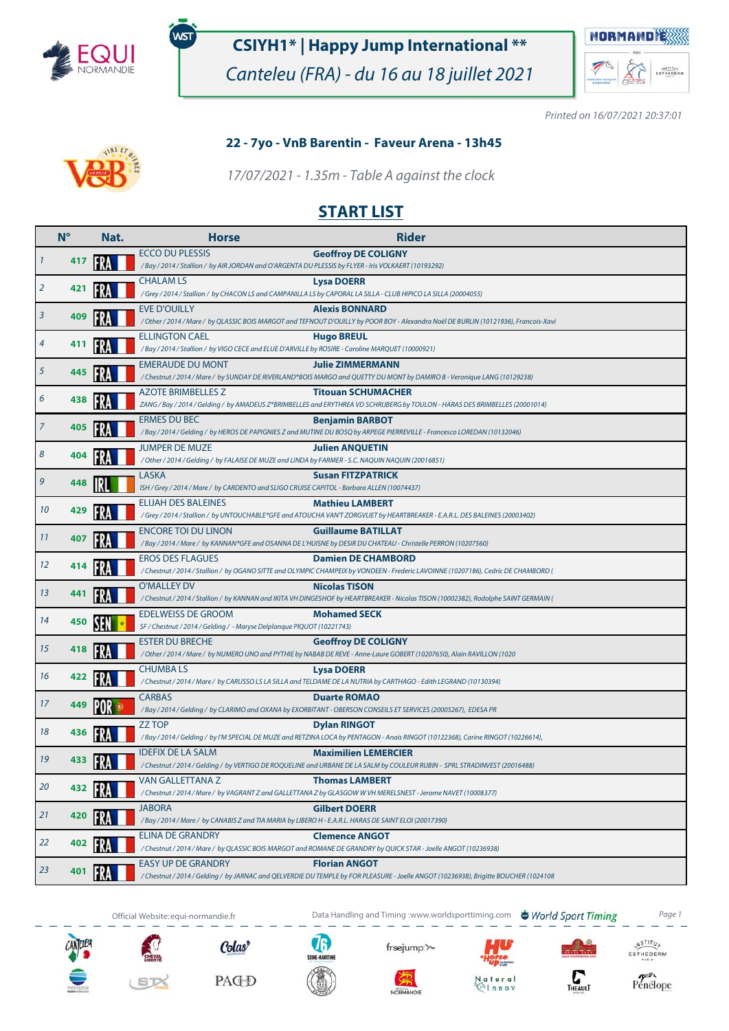# CSIYH1* | Happy Jump International **

*Canteleu (FRA) - du 16 au 18 juillet 2021*

*Printed on 16/07/2021 20:37:01*

### 22 - 7yo - VnB Barentin - Faveur Arena - 13h45

*17/07/2021 - 1.35m - Table A against the clock*

## START LIST

| | N° | Nat. | Horse | Rider |
|---|---|---|---|---|
| 1 | 417 | FRA | ECCO DU PLESSIS<br>*/ Bay / 2014 / Stallion / by AIR JORDAN and O'ARGENTA DU PLESSIS by FLYER - Iris VOLKAERT (10193292)* | **Geoffroy DE COLIGNY** |
| 2 | 421 | FRA | CHALAM LS<br>*/ Grey / 2014 / Stallion / by CHACON LS and CAMPANILLA LS by CAPORAL LA SILLA - CLUB HIPICO LA SILLA (20004055)* | **Lysa DOERR** |
| 3 | 409 | FRA | EVE D'OUILLY<br>*/ Other / 2014 / Mare / by QLASSIC BOIS MARGOT and TEFNOUT D'OUILLY by POOR BOY - Alexandra Noël DE BURLIN (10121936), Francois-Xavi* | **Alexis BONNARD** |
| 4 | 411 | FRA | ELLINGTON CAEL<br>*/ Bay / 2014 / Stallion / by VIGO CECE and ELUE D'ARVILLE by ROSIRE - Caroline MARQUET (10000921)* | **Hugo BREUL** |
| 5 | 445 | FRA | EMERAUDE DU MONT<br>*/ Chestnut / 2014 / Mare / by SUNDAY DE RIVERLAND*BOIS MARGO and QUETTY DU MONT by DAMIRO B - Veronique LANG (10129238)* | **Julie ZIMMERMANN** |
| 6 | 438 | FRA | AZOTE BRIMBELLES Z<br>*ZANG / Bay / 2014 / Gelding / by AMADEUS Z*BRIMBELLES and ERYTHREA VD SCHRIJBERG by TOULON - HARAS DES BRIMBELLES (20001014)* | **Titouan SCHUMACHER** |
| 7 | 405 | FRA | ERMES DU BEC<br>*/ Bay / 2014 / Gelding / by HEROS DE PAPIGNIES Z and MUTINE DU BOSQ by ARPEGE PIERREVILLE - Francesco LOREDAN (10132046)* | **Benjamin BARBOT** |
| 8 | 404 | FRA | JUMPER DE MUZE<br>*/ Other / 2014 / Gelding / by FALAISE DE MUZE and LINDA by FARMER - S.C. NAQUIN NAQUIN (20016851)* | **Julien ANQUETIN** |
| 9 | 448 | IRL | LASKA<br>*ISH / Grey / 2014 / Mare / by CARDENTO and SLIGO CRUISE CAPITOL - Barbara ALLEN (10074437)* | **Susan FITZPATRICK** |
| 10 | 429 | FRA | ELIJAH DES BALEINES<br>*/ Grey / 2014 / Stallion / by UNTOUCHABLE*GFE and ATOUCHA VAN'T ZORGVLIET by HEARTBREAKER - E.A.R.L. DES BALEINES (20003402)* | **Mathieu LAMBERT** |
| 11 | 407 | FRA | ENCORE TOI DU LINON<br>*/ Bay / 2014 / Mare / by KANNAN*GFE and OSANNA DE L'HUISNE by DESIR DU CHATEAU - Christelle PERRON (10207560)* | **Guillaume BATILLAT** |
| 12 | 414 | FRA | EROS DES FLAGUES<br>*/ Chestnut / 2014 / Stallion / by OGANO SITTE and OLYMPIC CHAMPEIX by VONDEEN - Frederic LAVOINNE (10207186), Cedric DE CHAMBORD (* | **Damien DE CHAMBORD** |
| 13 | 441 | FRA | O'MALLEY DV<br>*/ Chestnut / 2014 / Stallion / by KANNAN and IKITA VH DINGESHOF by HEARTBREAKER - Nicolas TISON (10002382), Rodolphe SAINT GERMAIN (* | **Nicolas TISON** |
| 14 | 450 | SEN | EDELWEISS DE GROOM<br>*SF / Chestnut / 2014 / Gelding / - Maryse Delplanque PIQUOT (10221743)* | **Mohamed SECK** |
| 15 | 418 | FRA | ESTER DU BRECHE<br>*/ Other / 2014 / Mare / by NUMERO UNO and PYTHIE by NABAB DE REVE - Anne-Laure GOBERT (10207650), Alain RAVILLON (1020* | **Geoffroy DE COLIGNY** |
| 16 | 422 | FRA | CHUMBA LS<br>*/ Chestnut / 2014 / Mare / by CARUSSO LS LA SILLA and TELDAME DE LA NUTRIA by CARTHAGO - Edith LEGRAND (10130394)* | **Lysa DOERR** |
| 17 | 449 | POR | CARBAS<br>*/ Bay / 2014 / Gelding / by CLARIMO and OXANA by EXORBITANT - OBERSON CONSEILS ET SERVICES (20005267), EDESA PR* | **Duarte ROMAO** |
| 18 | 436 | FRA | ZZ TOP<br>*/ Bay / 2014 / Gelding / by I'M SPECIAL DE MUZE and RETZINA LOCA by PENTAGON - Anais RINGOT (10122368), Carine RINGOT (10226614),* | **Dylan RINGOT** |
| 19 | 433 | FRA | IDEFIX DE LA SALM<br>*/ Chestnut / 2014 / Gelding / by VERTIGO DE ROQUELINE and URBANE DE LA SALM by COULEUR RUBIN - SPRL STRADINVEST (20016488)* | **Maximilien LEMERCIER** |
| 20 | 432 | FRA | VAN GALLETTANA Z<br>*/ Chestnut / 2014 / Mare / by VAGRANT Z and GALLETTANA Z by GLASGOW W VH MERELSNEST - Jerome NAVET (10008377)* | **Thomas LAMBERT** |
| 21 | 420 | FRA | JABORA<br>*/ Bay / 2014 / Mare / by CANABIS Z and TIA MARIA by LIBERO H - E.A.R.L. HARAS DE SAINT ELOI (20017390)* | **Gilbert DOERR** |
| 22 | 402 | FRA | ELINA DE GRANDRY<br>*/ Chestnut / 2014 / Mare / by QLASSIC BOIS MARGOT and ROMANE DE GRANDRY by QUICK STAR - Joelle ANGOT (10236938)* | **Clemence ANGOT** |
| 23 | 401 | FRA | EASY UP DE GRANDRY<br>*/ Chestnut / 2014 / Gelding / by JARNAC and QELVERDIE DU TEMPLE by FOR PLEASURE - Joelle ANGOT (10236938), Brigitte BOUCHER (1024108* | **Florian ANGOT** |

Official Website:equi-normandie.fr — Data Handling and Timing :www.worldsporttiming.com — World Sport Timing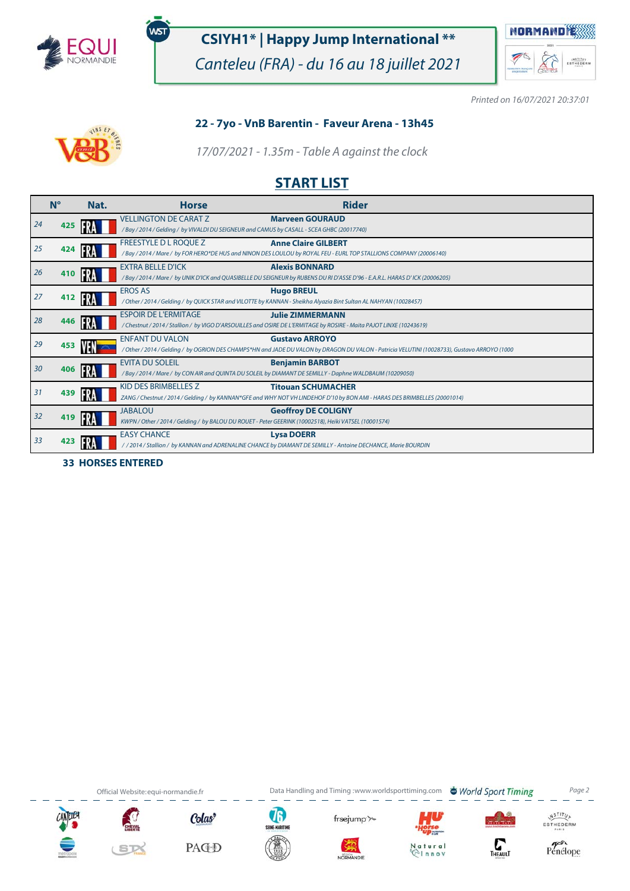# CSIYH1* | Happy Jump International **

*Canteleu (FRA) - du 16 au 18 juillet 2021*

*Printed on 16/07/2021 20:37:01*

## 22 - 7yo - VnB Barentin - Faveur Arena - 13h45

*17/07/2021 - 1.35m - Table A against the clock*

## START LIST

| | N° | Nat. | Horse | Rider |
|---|---|---|---|---|
| 24 | 425 | FRA | VELLINGTON DE CARAT Z<br>*/ Bay / 2014 / Gelding / by VIVALDI DU SEIGNEUR and CAMUS by CASALL - SCEA GHBC (20017740)* | **Marveen GOURAUD** |
| 25 | 424 | FRA | FREESTYLE D L ROQUE Z<br>*/ Bay / 2014 / Mare / by FOR HERO*DE HUS and NINON DES LOULOU by ROYAL FEU - EURL TOP STALLIONS COMPANY (20006140)* | **Anne Claire GILBERT** |
| 26 | 410 | FRA | EXTRA BELLE D'ICK<br>*/ Bay / 2014 / Mare / by UNIK D'ICK and QUASIBELLE DU SEIGNEUR by RUBENS DU RI D'ASSE D'96 - E.A.R.L. HARAS D' ICK (20006205)* | **Alexis BONNARD** |
| 27 | 412 | FRA | EROS AS<br>*/ Other / 2014 / Gelding / by QUICK STAR and VILOTTE by KANNAN - Sheikha Alyazia Bint Sultan AL NAHYAN (10028457)* | **Hugo BREUL** |
| 28 | 446 | FRA | ESPOIR DE L'ERMITAGE<br>*/ Chestnut / 2014 / Stallion / by VIGO D'ARSOUILLES and OSIRE DE L'ERMITAGE by ROSIRE - Maita PAJOT LINXE (10243619)* | **Julie ZIMMERMANN** |
| 29 | 453 | VEN | ENFANT DU VALON<br>*/ Other / 2014 / Gelding / by OGRION DES CHAMPS*HN and JADE DU VALON by DRAGON DU VALON - Patricia VELUTINI (10028733), Gustavo ARROYO (1000* | **Gustavo ARROYO** |
| 30 | 406 | FRA | EVITA DU SOLEIL<br>*/ Bay / 2014 / Mare / by CON AIR and QUINTA DU SOLEIL by DIAMANT DE SEMILLY - Daphne WALDBAUM (10209050)* | **Benjamin BARBOT** |
| 31 | 439 | FRA | KID DES BRIMBELLES Z<br>*ZANG / Chestnut / 2014 / Gelding / by KANNAN*GFE and WHY NOT VH LINDEHOF D'10 by BON AMI - HARAS DES BRIMBELLES (20001014)* | **Titouan SCHUMACHER** |
| 32 | 419 | FRA | JABALOU<br>*KWPN / Other / 2014 / Gelding / by BALOU DU ROUET - Peter GEERINK (10002518), Heiki VATSEL (10001574)* | **Geoffroy DE COLIGNY** |
| 33 | 423 | FRA | EASY CHANCE<br>*/ / 2014 / Stallion / by KANNAN and ADRENALINE CHANCE by DIAMANT DE SEMILLY - Antoine DECHANCE, Marie BOURDIN* | **Lysa DOERR** |

**33 HORSES ENTERED**

Official Website:equi-normandie.fr

Data Handling and Timing :www.worldsporttiming.com